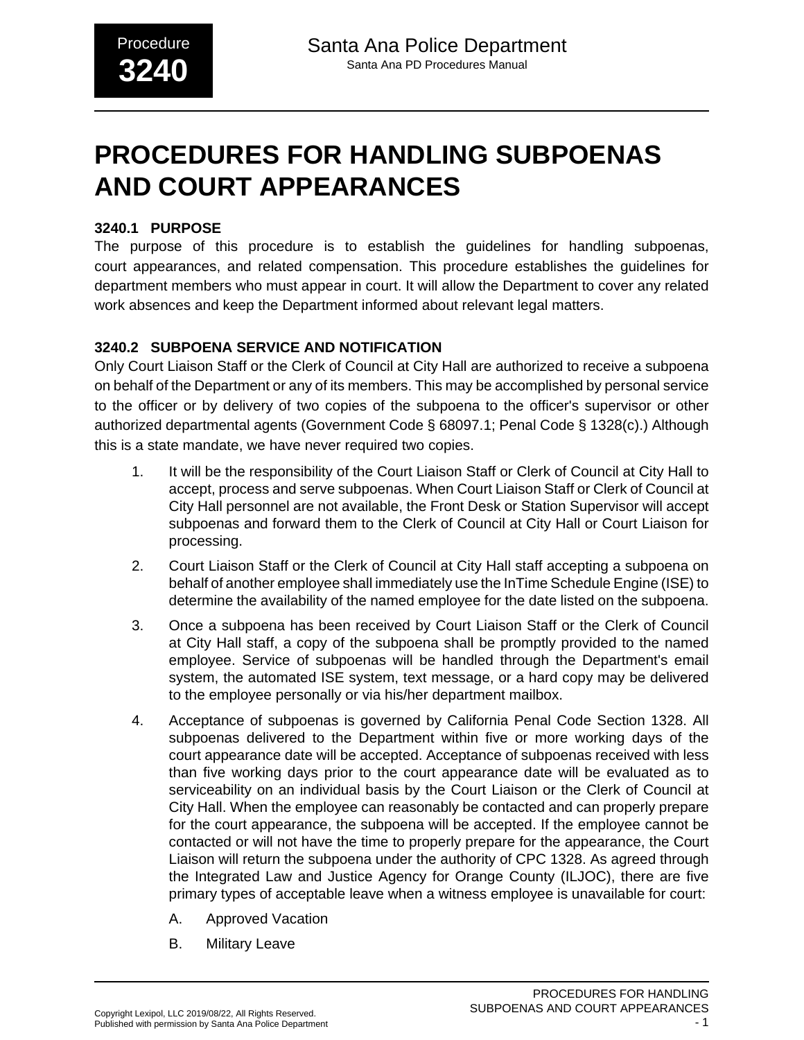# PROCEDURES FOR HANDLING SUBPOENAS AND COURT APPEARANCES

### 3240.1 PURPOSE

The purpose of this procedure is to establish the guidelines for handling subpoenas, court appearances, and related compensation. This procedure establishes the guidelines for department members who must appear in court. It will allow the Department to cover any related work absences and keep the Department informed about relevant legal matters.

### 3240.2 SUBPOENA SERVICE AND NOTIFICATION

Only Court Liaison Staff or the Clerk of Council at City Hall are authorized to receive a subpoena on behalf of the Department or any of its members. This may be accomplished by personal service to the officer or by delivery of two copies of the subpoena to the officer's supervisor or other authorized departmental agents (Government Code § 68097.1; Penal Code § 1328(c).) Although this is a state mandate, we have never required two copies.

1. It will be the responsibility of the Court Liaison Staff or Clerk of Council at City Hall to accept, process and serve subpoenas. When Court Liaison Staff or Clerk of Council at City Hall personnel are not available, the Front Desk or Station Supervisor will accept subpoenas and forward them to the Clerk of Council at City Hall or Court Liaison for processing.
2. Court Liaison Staff or the Clerk of Council at City Hall staff accepting a subpoena on behalf of another employee shall immediately use the InTime Schedule Engine (ISE) to determine the availability of the named employee for the date listed on the subpoena.
3. Once a subpoena has been received by Court Liaison Staff or the Clerk of Council at City Hall staff, a copy of the subpoena shall be promptly provided to the named employee. Service of subpoenas will be handled through the Department's email system, the automated ISE system, text message, or a hard copy may be delivered to the employee personally or via his/her department mailbox.
4. Acceptance of subpoenas is governed by California Penal Code Section 1328. All subpoenas delivered to the Department within five or more working days of the court appearance date will be accepted. Acceptance of subpoenas received with less than five working days prior to the court appearance date will be evaluated as to serviceability on an individual basis by the Court Liaison or the Clerk of Council at City Hall. When the employee can reasonably be contacted and can properly prepare for the court appearance, the subpoena will be accepted. If the employee cannot be contacted or will not have the time to properly prepare for the appearance, the Court Liaison will return the subpoena under the authority of CPC 1328. As agreed through the Integrated Law and Justice Agency for Orange County (ILJOC), there are five primary types of acceptable leave when a witness employee is unavailable for court:
   - A. Approved Vacation
   - B. Military Leave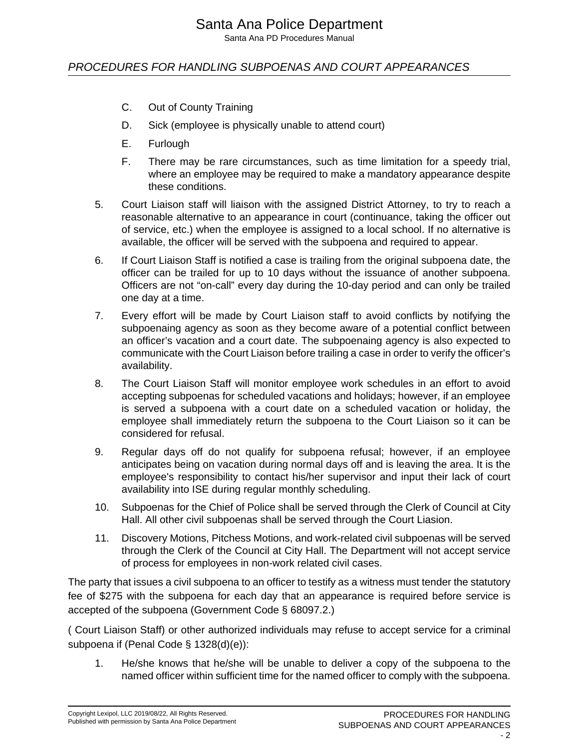C. Out of County Training

D. Sick (employee is physically unable to attend court)

E. Furlough

F. There may be rare circumstances, such as time limitation for a speedy trial, where an employee may be required to make a mandatory appearance despite these conditions.

5. Court Liaison staff will liaison with the assigned District Attorney, to try to reach a reasonable alternative to an appearance in court (continuance, taking the officer out of service, etc.) when the employee is assigned to a local school. If no alternative is available, the officer will be served with the subpoena and required to appear.

6. If Court Liaison Staff is notified a case is trailing from the original subpoena date, the officer can be trailed for up to 10 days without the issuance of another subpoena. Officers are not "on-call" every day during the 10-day period and can only be trailed one day at a time.

7. Every effort will be made by Court Liaison staff to avoid conflicts by notifying the subpoenaing agency as soon as they become aware of a potential conflict between an officer's vacation and a court date. The subpoenaing agency is also expected to communicate with the Court Liaison before trailing a case in order to verify the officer's availability.

8. The Court Liaison Staff will monitor employee work schedules in an effort to avoid accepting subpoenas for scheduled vacations and holidays; however, if an employee is served a subpoena with a court date on a scheduled vacation or holiday, the employee shall immediately return the subpoena to the Court Liaison so it can be considered for refusal.

9. Regular days off do not qualify for subpoena refusal; however, if an employee anticipates being on vacation during normal days off and is leaving the area. It is the employee's responsibility to contact his/her supervisor and input their lack of court availability into ISE during regular monthly scheduling.

10. Subpoenas for the Chief of Police shall be served through the Clerk of Council at City Hall. All other civil subpoenas shall be served through the Court Liasion.

11. Discovery Motions, Pitchess Motions, and work-related civil subpoenas will be served through the Clerk of the Council at City Hall. The Department will not accept service of process for employees in non-work related civil cases.

The party that issues a civil subpoena to an officer to testify as a witness must tender the statutory fee of $275 with the subpoena for each day that an appearance is required before service is accepted of the subpoena (Government Code § 68097.2.)

( Court Liaison Staff) or other authorized individuals may refuse to accept service for a criminal subpoena if (Penal Code § 1328(d)(e)):

1. He/she knows that he/she will be unable to deliver a copy of the subpoena to the named officer within sufficient time for the named officer to comply with the subpoena.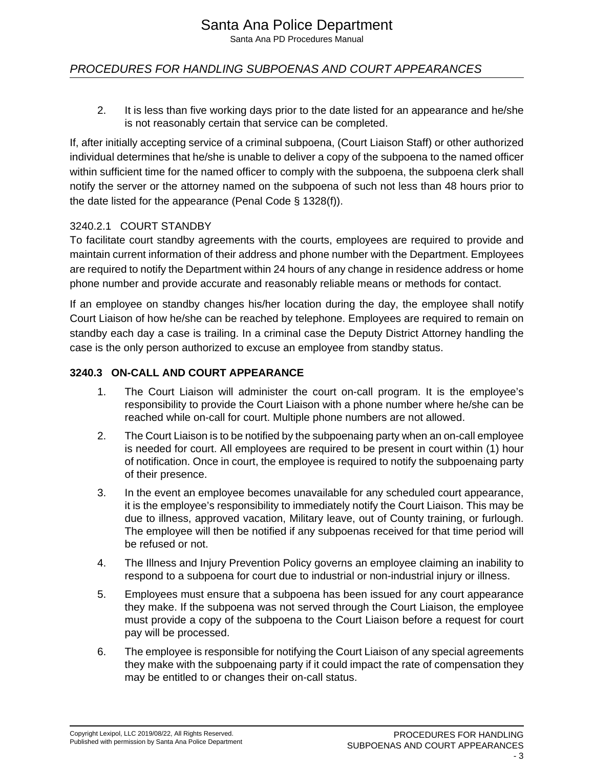2. It is less than five working days prior to the date listed for an appearance and he/she is not reasonably certain that service can be completed.

If, after initially accepting service of a criminal subpoena, (Court Liaison Staff) or other authorized individual determines that he/she is unable to deliver a copy of the subpoena to the named officer within sufficient time for the named officer to comply with the subpoena, the subpoena clerk shall notify the server or the attorney named on the subpoena of such not less than 48 hours prior to the date listed for the appearance (Penal Code § 1328(f)).

#### 3240.2.1 COURT STANDBY

To facilitate court standby agreements with the courts, employees are required to provide and maintain current information of their address and phone number with the Department. Employees are required to notify the Department within 24 hours of any change in residence address or home phone number and provide accurate and reasonably reliable means or methods for contact.

If an employee on standby changes his/her location during the day, the employee shall notify Court Liaison of how he/she can be reached by telephone. Employees are required to remain on standby each day a case is trailing. In a criminal case the Deputy District Attorney handling the case is the only person authorized to excuse an employee from standby status.

### 3240.3 ON-CALL AND COURT APPEARANCE

1. The Court Liaison will administer the court on-call program. It is the employee's responsibility to provide the Court Liaison with a phone number where he/she can be reached while on-call for court. Multiple phone numbers are not allowed.
2. The Court Liaison is to be notified by the subpoenaing party when an on-call employee is needed for court. All employees are required to be present in court within (1) hour of notification. Once in court, the employee is required to notify the subpoenaing party of their presence.
3. In the event an employee becomes unavailable for any scheduled court appearance, it is the employee's responsibility to immediately notify the Court Liaison. This may be due to illness, approved vacation, Military leave, out of County training, or furlough. The employee will then be notified if any subpoenas received for that time period will be refused or not.
4. The Illness and Injury Prevention Policy governs an employee claiming an inability to respond to a subpoena for court due to industrial or non-industrial injury or illness.
5. Employees must ensure that a subpoena has been issued for any court appearance they make. If the subpoena was not served through the Court Liaison, the employee must provide a copy of the subpoena to the Court Liaison before a request for court pay will be processed.
6. The employee is responsible for notifying the Court Liaison of any special agreements they make with the subpoenaing party if it could impact the rate of compensation they may be entitled to or changes their on-call status.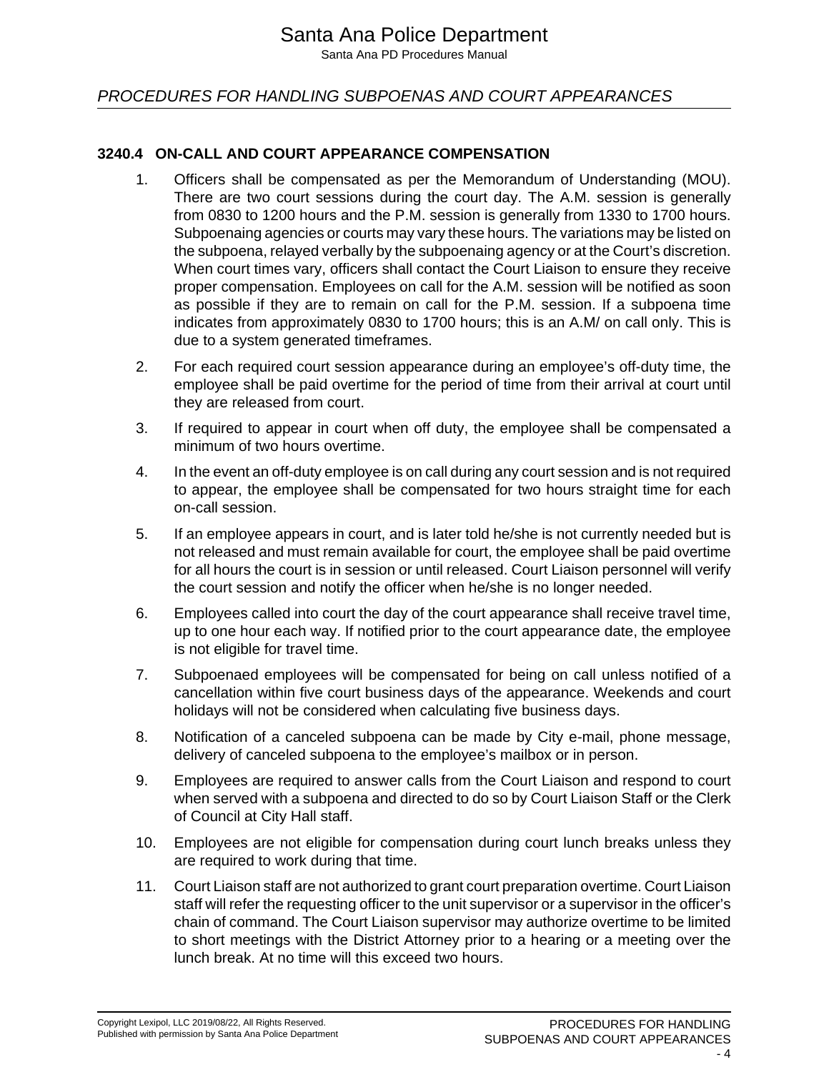### 3240.4 ON-CALL AND COURT APPEARANCE COMPENSATION

1. Officers shall be compensated as per the Memorandum of Understanding (MOU). There are two court sessions during the court day. The A.M. session is generally from 0830 to 1200 hours and the P.M. session is generally from 1330 to 1700 hours. Subpoenaing agencies or courts may vary these hours. The variations may be listed on the subpoena, relayed verbally by the subpoenaing agency or at the Court's discretion. When court times vary, officers shall contact the Court Liaison to ensure they receive proper compensation. Employees on call for the A.M. session will be notified as soon as possible if they are to remain on call for the P.M. session. If a subpoena time indicates from approximately 0830 to 1700 hours; this is an A.M/ on call only. This is due to a system generated timeframes.

2. For each required court session appearance during an employee's off-duty time, the employee shall be paid overtime for the period of time from their arrival at court until they are released from court.

3. If required to appear in court when off duty, the employee shall be compensated a minimum of two hours overtime.

4. In the event an off-duty employee is on call during any court session and is not required to appear, the employee shall be compensated for two hours straight time for each on-call session.

5. If an employee appears in court, and is later told he/she is not currently needed but is not released and must remain available for court, the employee shall be paid overtime for all hours the court is in session or until released. Court Liaison personnel will verify the court session and notify the officer when he/she is no longer needed.

6. Employees called into court the day of the court appearance shall receive travel time, up to one hour each way. If notified prior to the court appearance date, the employee is not eligible for travel time.

7. Subpoenaed employees will be compensated for being on call unless notified of a cancellation within five court business days of the appearance. Weekends and court holidays will not be considered when calculating five business days.

8. Notification of a canceled subpoena can be made by City e-mail, phone message, delivery of canceled subpoena to the employee's mailbox or in person.

9. Employees are required to answer calls from the Court Liaison and respond to court when served with a subpoena and directed to do so by Court Liaison Staff or the Clerk of Council at City Hall staff.

10. Employees are not eligible for compensation during court lunch breaks unless they are required to work during that time.

11. Court Liaison staff are not authorized to grant court preparation overtime. Court Liaison staff will refer the requesting officer to the unit supervisor or a supervisor in the officer's chain of command. The Court Liaison supervisor may authorize overtime to be limited to short meetings with the District Attorney prior to a hearing or a meeting over the lunch break. At no time will this exceed two hours.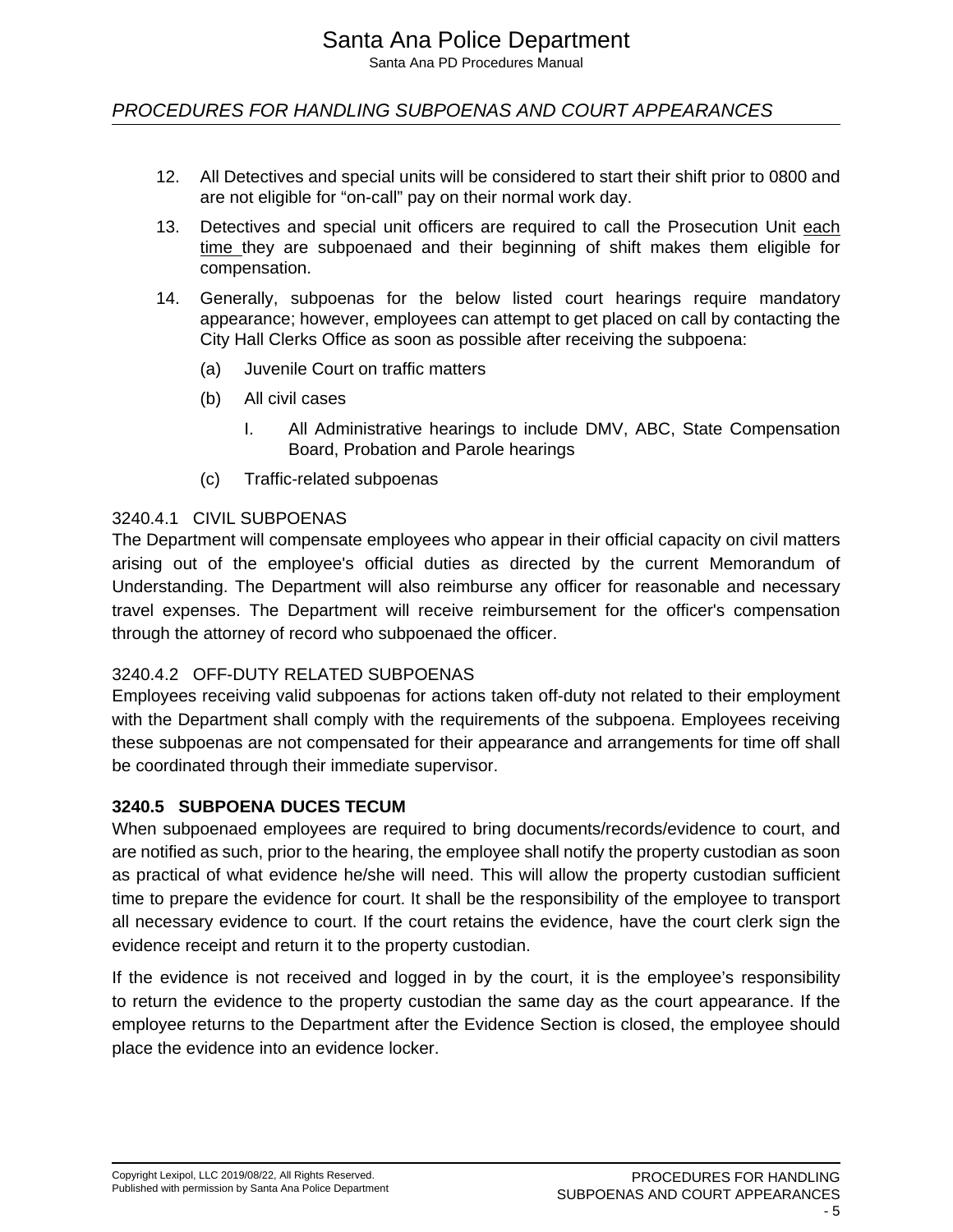12. All Detectives and special units will be considered to start their shift prior to 0800 and are not eligible for "on-call" pay on their normal work day.

13. Detectives and special unit officers are required to call the Prosecution Unit <u>each time</u> they are subpoenaed and their beginning of shift makes them eligible for compensation.

14. Generally, subpoenas for the below listed court hearings require mandatory appearance; however, employees can attempt to get placed on call by contacting the City Hall Clerks Office as soon as possible after receiving the subpoena:

    (a) Juvenile Court on traffic matters

    (b) All civil cases

        I. All Administrative hearings to include DMV, ABC, State Compensation Board, Probation and Parole hearings

    (c) Traffic-related subpoenas

### 3240.4.1 CIVIL SUBPOENAS

The Department will compensate employees who appear in their official capacity on civil matters arising out of the employee's official duties as directed by the current Memorandum of Understanding. The Department will also reimburse any officer for reasonable and necessary travel expenses. The Department will receive reimbursement for the officer's compensation through the attorney of record who subpoenaed the officer.

### 3240.4.2 OFF-DUTY RELATED SUBPOENAS

Employees receiving valid subpoenas for actions taken off-duty not related to their employment with the Department shall comply with the requirements of the subpoena. Employees receiving these subpoenas are not compensated for their appearance and arrangements for time off shall be coordinated through their immediate supervisor.

## 3240.5 SUBPOENA DUCES TECUM

When subpoenaed employees are required to bring documents/records/evidence to court, and are notified as such, prior to the hearing, the employee shall notify the property custodian as soon as practical of what evidence he/she will need. This will allow the property custodian sufficient time to prepare the evidence for court. It shall be the responsibility of the employee to transport all necessary evidence to court. If the court retains the evidence, have the court clerk sign the evidence receipt and return it to the property custodian.

If the evidence is not received and logged in by the court, it is the employee's responsibility to return the evidence to the property custodian the same day as the court appearance. If the employee returns to the Department after the Evidence Section is closed, the employee should place the evidence into an evidence locker.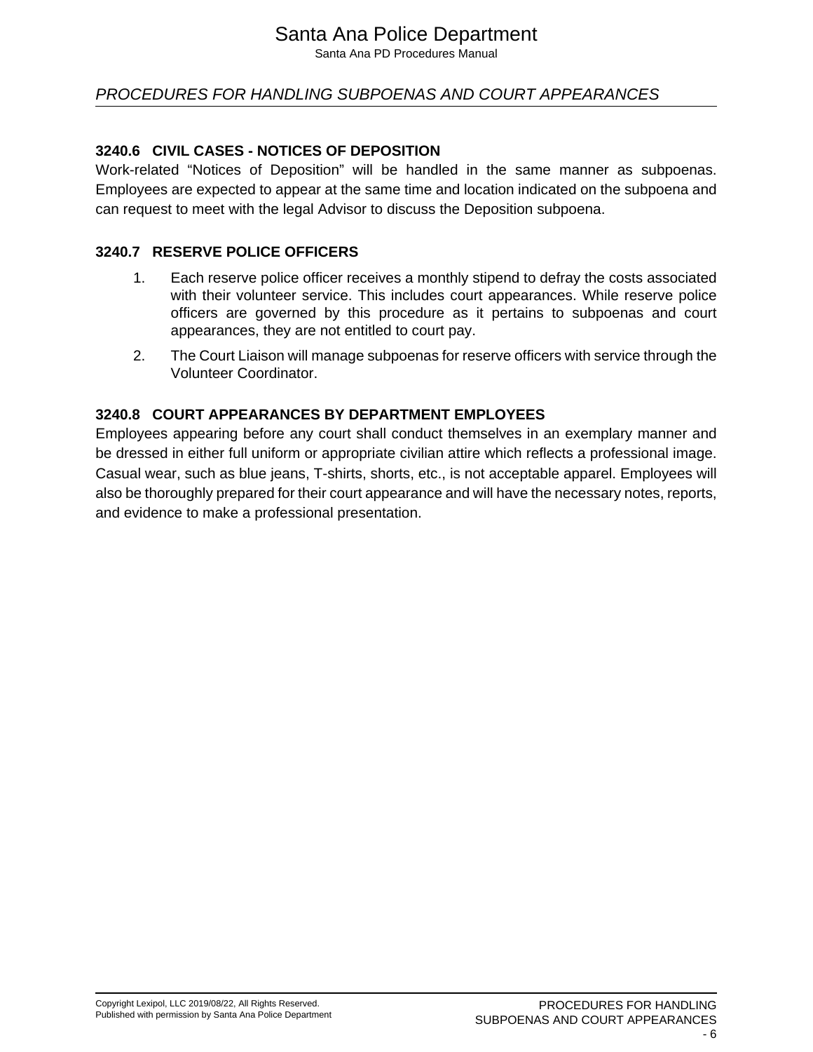### 3240.6 CIVIL CASES - NOTICES OF DEPOSITION

Work-related “Notices of Deposition” will be handled in the same manner as subpoenas. Employees are expected to appear at the same time and location indicated on the subpoena and can request to meet with the legal Advisor to discuss the Deposition subpoena.

### 3240.7 RESERVE POLICE OFFICERS

1. Each reserve police officer receives a monthly stipend to defray the costs associated with their volunteer service. This includes court appearances. While reserve police officers are governed by this procedure as it pertains to subpoenas and court appearances, they are not entitled to court pay.
2. The Court Liaison will manage subpoenas for reserve officers with service through the Volunteer Coordinator.

### 3240.8 COURT APPEARANCES BY DEPARTMENT EMPLOYEES

Employees appearing before any court shall conduct themselves in an exemplary manner and be dressed in either full uniform or appropriate civilian attire which reflects a professional image. Casual wear, such as blue jeans, T-shirts, shorts, etc., is not acceptable apparel. Employees will also be thoroughly prepared for their court appearance and will have the necessary notes, reports, and evidence to make a professional presentation.